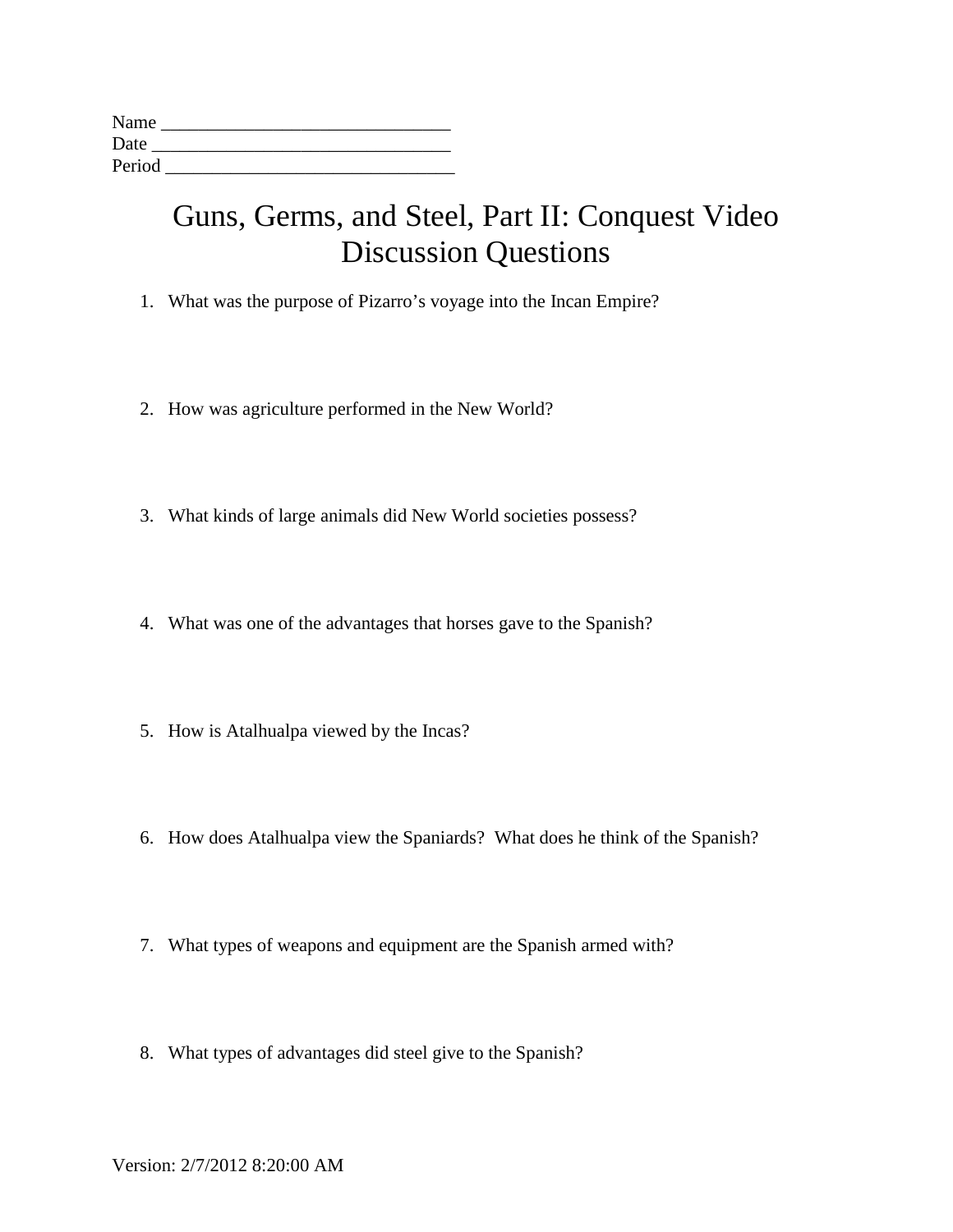Name ______________________________
Date _______________________________
Period ______________________________

# Guns, Germs, and Steel, Part II: Conquest Video Discussion Questions

1. What was the purpose of Pizarro's voyage into the Incan Empire?

2. How was agriculture performed in the New World?

3. What kinds of large animals did New World societies possess?

4. What was one of the advantages that horses gave to the Spanish?

5. How is Atalhualpa viewed by the Incas?

6. How does Atalhualpa view the Spaniards? What does he think of the Spanish?

7. What types of weapons and equipment are the Spanish armed with?

8. What types of advantages did steel give to the Spanish?

Version: 2/7/2012 8:20:00 AM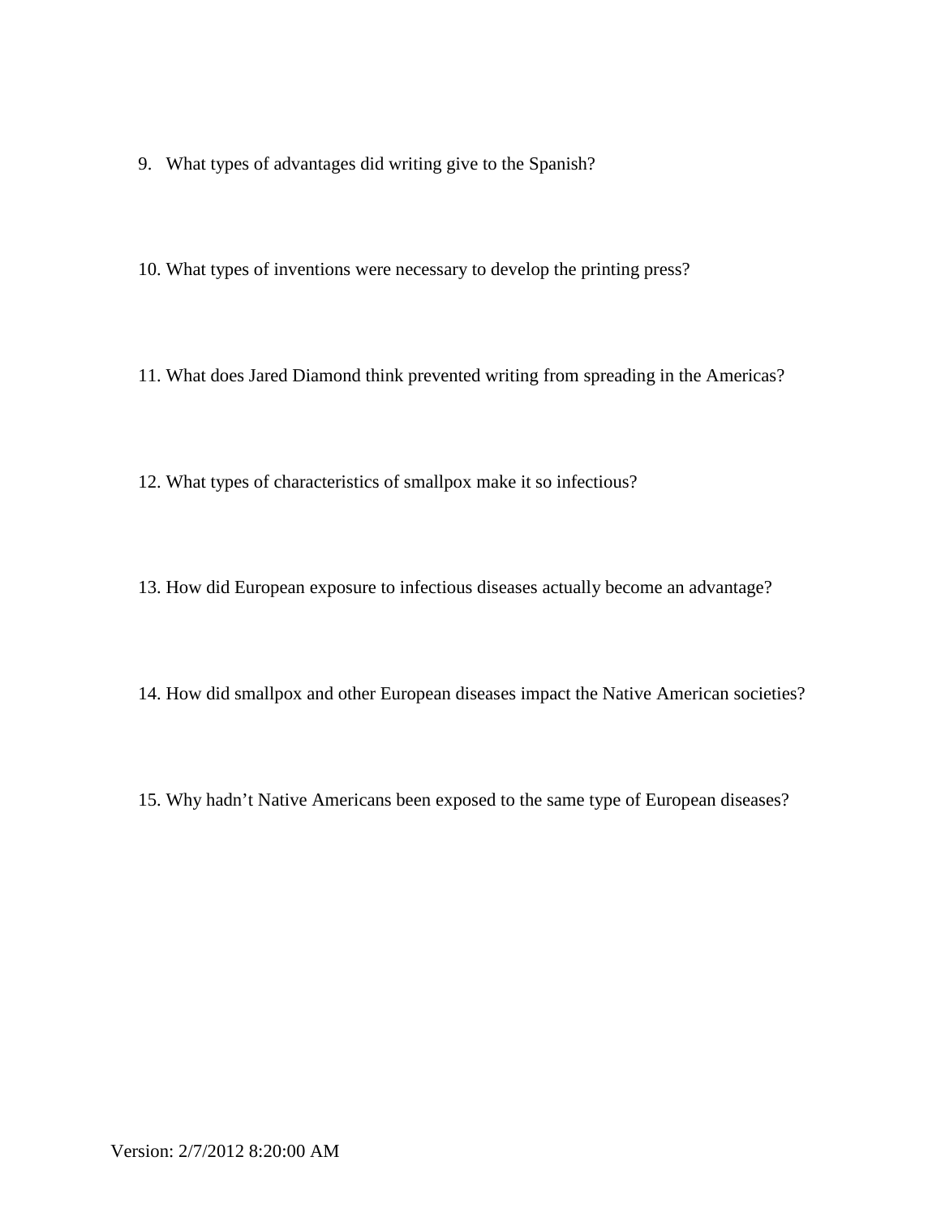9. What types of advantages did writing give to the Spanish?

10. What types of inventions were necessary to develop the printing press?

11. What does Jared Diamond think prevented writing from spreading in the Americas?

12. What types of characteristics of smallpox make it so infectious?

13. How did European exposure to infectious diseases actually become an advantage?

14. How did smallpox and other European diseases impact the Native American societies?

15. Why hadn't Native Americans been exposed to the same type of European diseases?

Version: 2/7/2012 8:20:00 AM